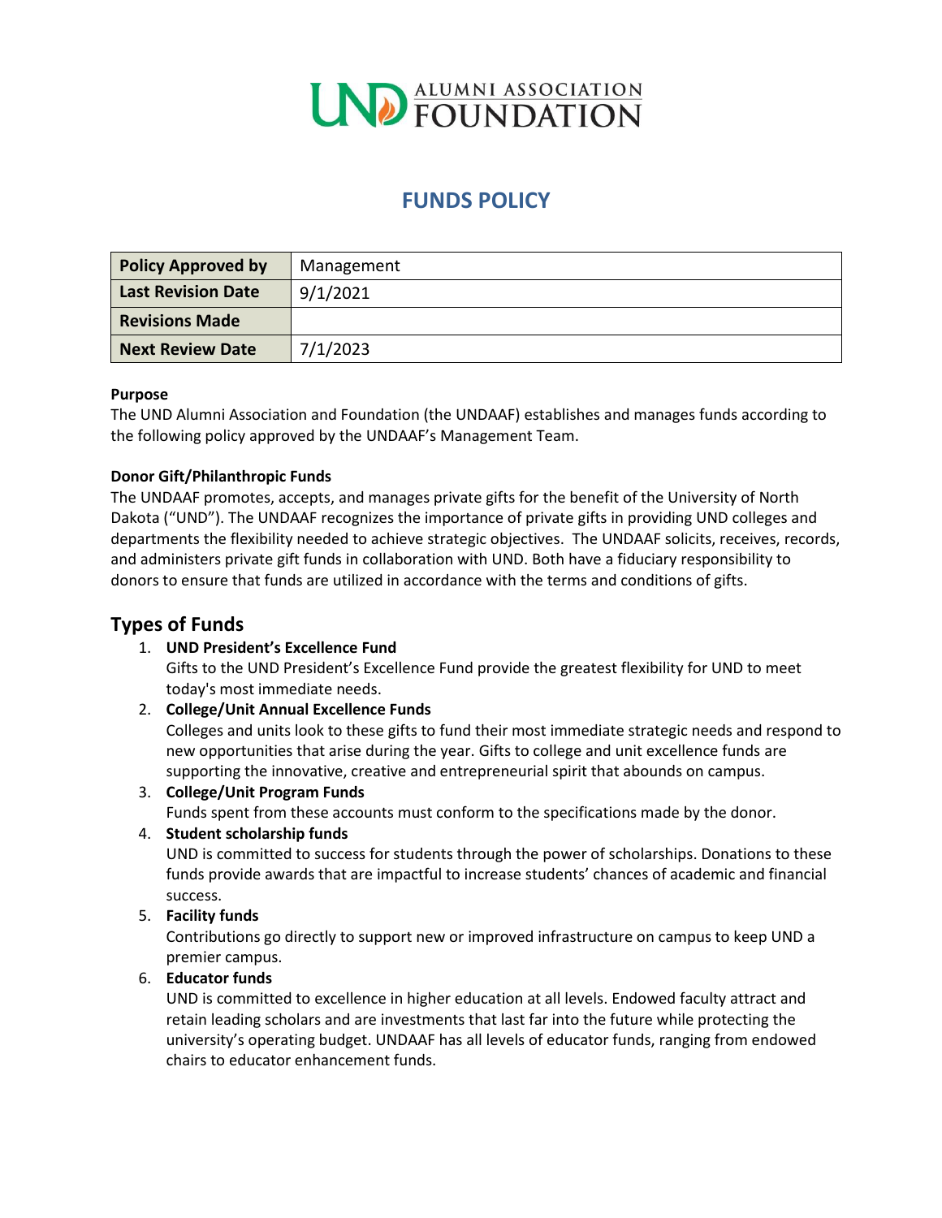# FUNDS POLICY

| Policy Approved by | Management |
|---|---|
| Last Revision Date | 9/1/2021 |
| Revisions Made | |
| Next Review Date | 7/1/2023 |

**Purpose**

The UND Alumni Association and Foundation (the UNDAAF) establishes and manages funds according to the following policy approved by the UNDAAF's Management Team.

**Donor Gift/Philanthropic Funds**

The UNDAAF promotes, accepts, and manages private gifts for the benefit of the University of North Dakota ("UND"). The UNDAAF recognizes the importance of private gifts in providing UND colleges and departments the flexibility needed to achieve strategic objectives. The UNDAAF solicits, receives, records, and administers private gift funds in collaboration with UND. Both have a fiduciary responsibility to donors to ensure that funds are utilized in accordance with the terms and conditions of gifts.

## Types of Funds

1. **UND President's Excellence Fund**
   Gifts to the UND President's Excellence Fund provide the greatest flexibility for UND to meet today's most immediate needs.
2. **College/Unit Annual Excellence Funds**
   Colleges and units look to these gifts to fund their most immediate strategic needs and respond to new opportunities that arise during the year. Gifts to college and unit excellence funds are supporting the innovative, creative and entrepreneurial spirit that abounds on campus.
3. **College/Unit Program Funds**
   Funds spent from these accounts must conform to the specifications made by the donor.
4. **Student scholarship funds**
   UND is committed to success for students through the power of scholarships. Donations to these funds provide awards that are impactful to increase students' chances of academic and financial success.
5. **Facility funds**
   Contributions go directly to support new or improved infrastructure on campus to keep UND a premier campus.
6. **Educator funds**
   UND is committed to excellence in higher education at all levels. Endowed faculty attract and retain leading scholars and are investments that last far into the future while protecting the university's operating budget. UNDAAF has all levels of educator funds, ranging from endowed chairs to educator enhancement funds.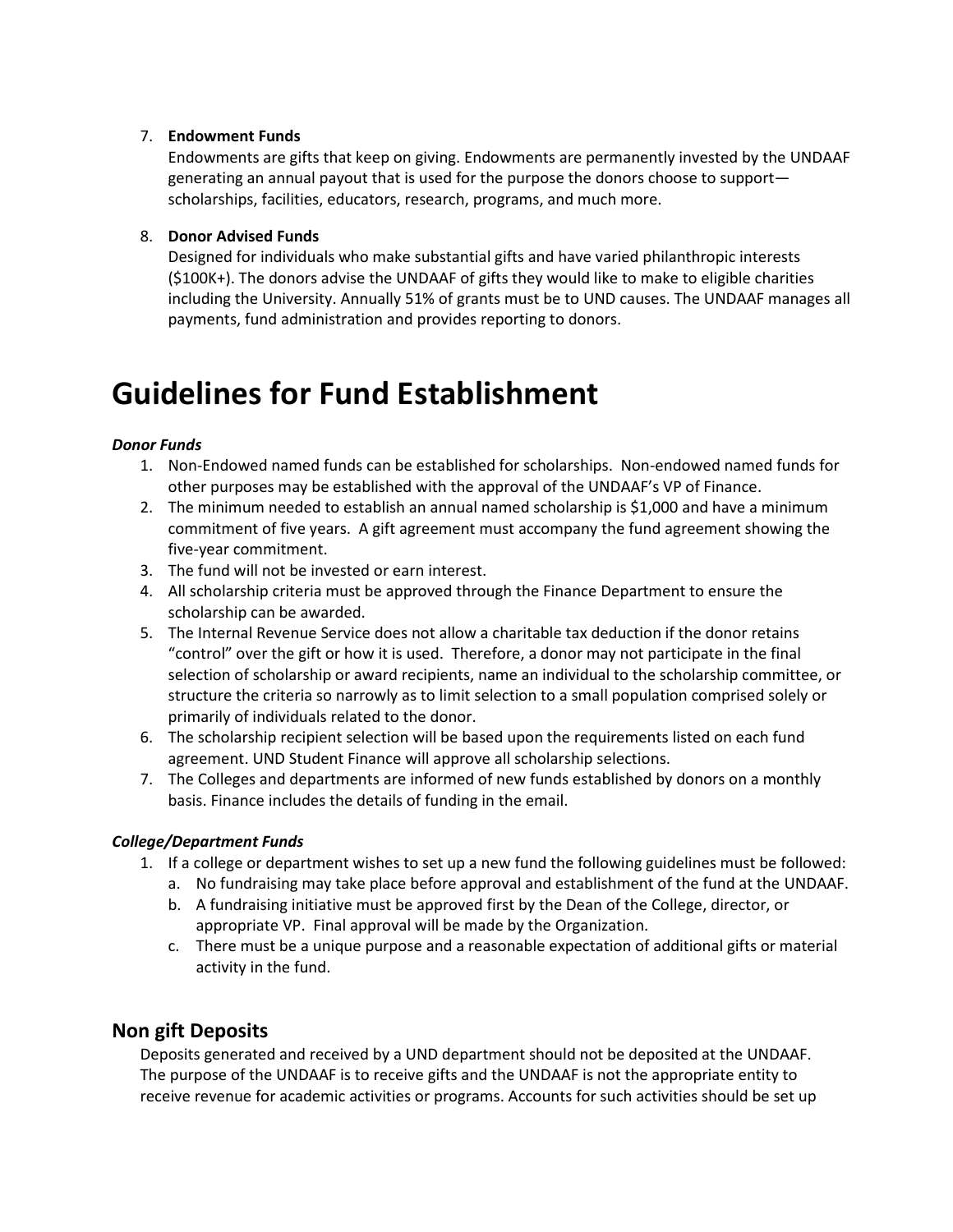7. **Endowment Funds**
   Endowments are gifts that keep on giving. Endowments are permanently invested by the UNDAAF generating an annual payout that is used for the purpose the donors choose to support—scholarships, facilities, educators, research, programs, and much more.

8. **Donor Advised Funds**
   Designed for individuals who make substantial gifts and have varied philanthropic interests ($100K+). The donors advise the UNDAAF of gifts they would like to make to eligible charities including the University. Annually 51% of grants must be to UND causes. The UNDAAF manages all payments, fund administration and provides reporting to donors.

# Guidelines for Fund Establishment

***Donor Funds***

1. Non-Endowed named funds can be established for scholarships. Non-endowed named funds for other purposes may be established with the approval of the UNDAAF's VP of Finance.
2. The minimum needed to establish an annual named scholarship is $1,000 and have a minimum commitment of five years. A gift agreement must accompany the fund agreement showing the five-year commitment.
3. The fund will not be invested or earn interest.
4. All scholarship criteria must be approved through the Finance Department to ensure the scholarship can be awarded.
5. The Internal Revenue Service does not allow a charitable tax deduction if the donor retains "control" over the gift or how it is used. Therefore, a donor may not participate in the final selection of scholarship or award recipients, name an individual to the scholarship committee, or structure the criteria so narrowly as to limit selection to a small population comprised solely or primarily of individuals related to the donor.
6. The scholarship recipient selection will be based upon the requirements listed on each fund agreement. UND Student Finance will approve all scholarship selections.
7. The Colleges and departments are informed of new funds established by donors on a monthly basis. Finance includes the details of funding in the email.

***College/Department Funds***

1. If a college or department wishes to set up a new fund the following guidelines must be followed:
   a. No fundraising may take place before approval and establishment of the fund at the UNDAAF.
   b. A fundraising initiative must be approved first by the Dean of the College, director, or appropriate VP. Final approval will be made by the Organization.
   c. There must be a unique purpose and a reasonable expectation of additional gifts or material activity in the fund.

## Non gift Deposits

Deposits generated and received by a UND department should not be deposited at the UNDAAF. The purpose of the UNDAAF is to receive gifts and the UNDAAF is not the appropriate entity to receive revenue for academic activities or programs. Accounts for such activities should be set up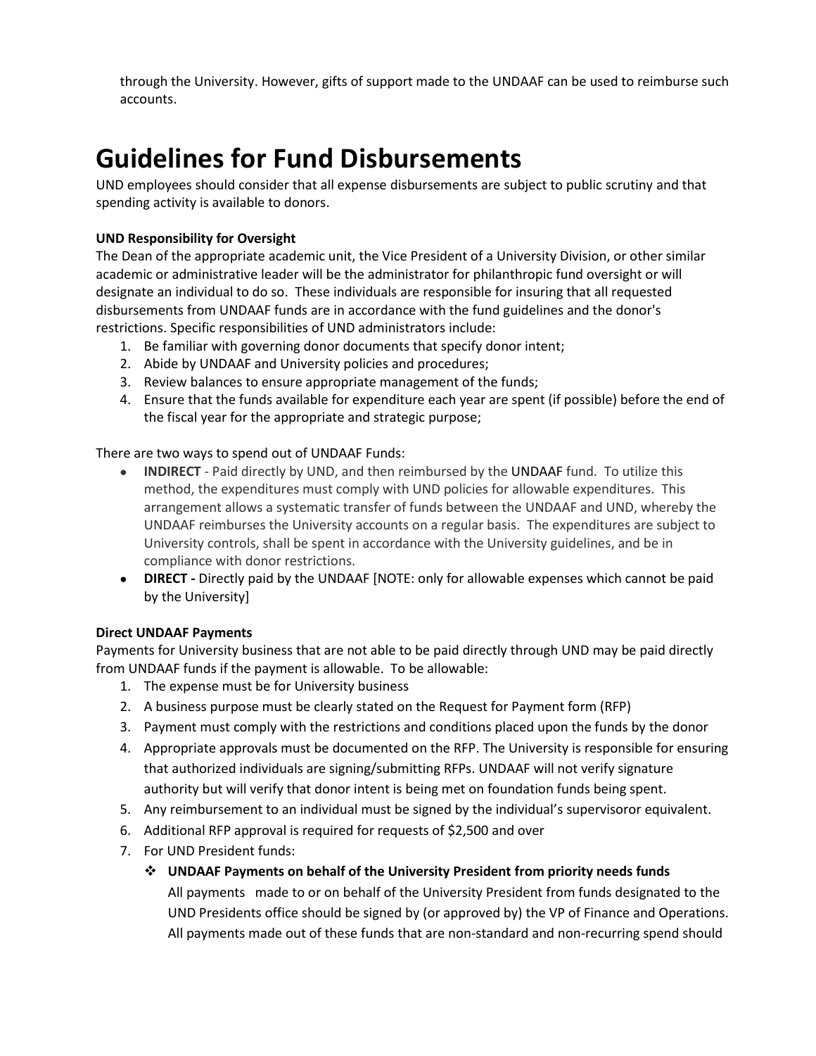through the University. However, gifts of support made to the UNDAAF can be used to reimburse such accounts.

# Guidelines for Fund Disbursements

UND employees should consider that all expense disbursements are subject to public scrutiny and that spending activity is available to donors.

**UND Responsibility for Oversight**

The Dean of the appropriate academic unit, the Vice President of a University Division, or other similar academic or administrative leader will be the administrator for philanthropic fund oversight or will designate an individual to do so. These individuals are responsible for insuring that all requested disbursements from UNDAAF funds are in accordance with the fund guidelines and the donor's restrictions. Specific responsibilities of UND administrators include:

1. Be familiar with governing donor documents that specify donor intent;
2. Abide by UNDAAF and University policies and procedures;
3. Review balances to ensure appropriate management of the funds;
4. Ensure that the funds available for expenditure each year are spent (if possible) before the end of the fiscal year for the appropriate and strategic purpose;

There are two ways to spend out of UNDAAF Funds:

- **INDIRECT** - Paid directly by UND, and then reimbursed by the UNDAAF fund. To utilize this method, the expenditures must comply with UND policies for allowable expenditures. This arrangement allows a systematic transfer of funds between the UNDAAF and UND, whereby the UNDAAF reimburses the University accounts on a regular basis. The expenditures are subject to University controls, shall be spent in accordance with the University guidelines, and be in compliance with donor restrictions.
- **DIRECT -** Directly paid by the UNDAAF [NOTE: only for allowable expenses which cannot be paid by the University]

**Direct UNDAAF Payments**

Payments for University business that are not able to be paid directly through UND may be paid directly from UNDAAF funds if the payment is allowable. To be allowable:

1. The expense must be for University business
2. A business purpose must be clearly stated on the Request for Payment form (RFP)
3. Payment must comply with the restrictions and conditions placed upon the funds by the donor
4. Appropriate approvals must be documented on the RFP. The University is responsible for ensuring that authorized individuals are signing/submitting RFPs. UNDAAF will not verify signature authority but will verify that donor intent is being met on foundation funds being spent.
5. Any reimbursement to an individual must be signed by the individual's supervisoror equivalent.
6. Additional RFP approval is required for requests of $2,500 and over
7. For UND President funds:
   - **UNDAAF Payments on behalf of the University President from priority needs funds**
     All payments made to or on behalf of the University President from funds designated to the UND Presidents office should be signed by (or approved by) the VP of Finance and Operations. All payments made out of these funds that are non-standard and non-recurring spend should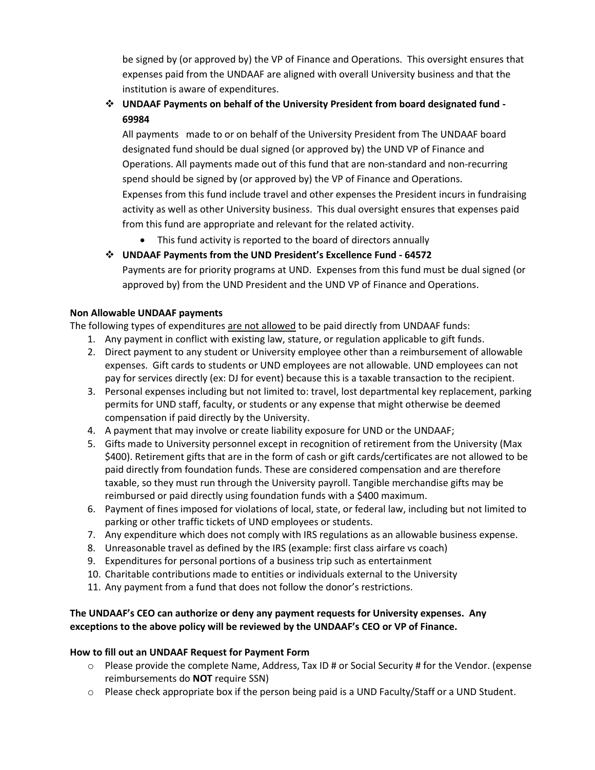be signed by (or approved by) the VP of Finance and Operations. This oversight ensures that expenses paid from the UNDAAF are aligned with overall University business and that the institution is aware of expenditures.

- **UNDAAF Payments on behalf of the University President from board designated fund - 69984**

  All payments made to or on behalf of the University President from The UNDAAF board designated fund should be dual signed (or approved by) the UND VP of Finance and Operations. All payments made out of this fund that are non-standard and non-recurring spend should be signed by (or approved by) the VP of Finance and Operations. Expenses from this fund include travel and other expenses the President incurs in fundraising activity as well as other University business. This dual oversight ensures that expenses paid from this fund are appropriate and relevant for the related activity.

  - This fund activity is reported to the board of directors annually

- **UNDAAF Payments from the UND President's Excellence Fund - 64572**

  Payments are for priority programs at UND. Expenses from this fund must be dual signed (or approved by) from the UND President and the UND VP of Finance and Operations.

**Non Allowable UNDAAF payments**

The following types of expenditures <u>are not allowed</u> to be paid directly from UNDAAF funds:

1. Any payment in conflict with existing law, stature, or regulation applicable to gift funds.
2. Direct payment to any student or University employee other than a reimbursement of allowable expenses. Gift cards to students or UND employees are not allowable. UND employees can not pay for services directly (ex: DJ for event) because this is a taxable transaction to the recipient.
3. Personal expenses including but not limited to: travel, lost departmental key replacement, parking permits for UND staff, faculty, or students or any expense that might otherwise be deemed compensation if paid directly by the University.
4. A payment that may involve or create liability exposure for UND or the UNDAAF;
5. Gifts made to University personnel except in recognition of retirement from the University (Max $400). Retirement gifts that are in the form of cash or gift cards/certificates are not allowed to be paid directly from foundation funds. These are considered compensation and are therefore taxable, so they must run through the University payroll. Tangible merchandise gifts may be reimbursed or paid directly using foundation funds with a $400 maximum.
6. Payment of fines imposed for violations of local, state, or federal law, including but not limited to parking or other traffic tickets of UND employees or students.
7. Any expenditure which does not comply with IRS regulations as an allowable business expense.
8. Unreasonable travel as defined by the IRS (example: first class airfare vs coach)
9. Expenditures for personal portions of a business trip such as entertainment
10. Charitable contributions made to entities or individuals external to the University
11. Any payment from a fund that does not follow the donor's restrictions.

**The UNDAAF's CEO can authorize or deny any payment requests for University expenses. Any exceptions to the above policy will be reviewed by the UNDAAF's CEO or VP of Finance.**

**How to fill out an UNDAAF Request for Payment Form**

- Please provide the complete Name, Address, Tax ID # or Social Security # for the Vendor. (expense reimbursements do **NOT** require SSN)
- Please check appropriate box if the person being paid is a UND Faculty/Staff or a UND Student.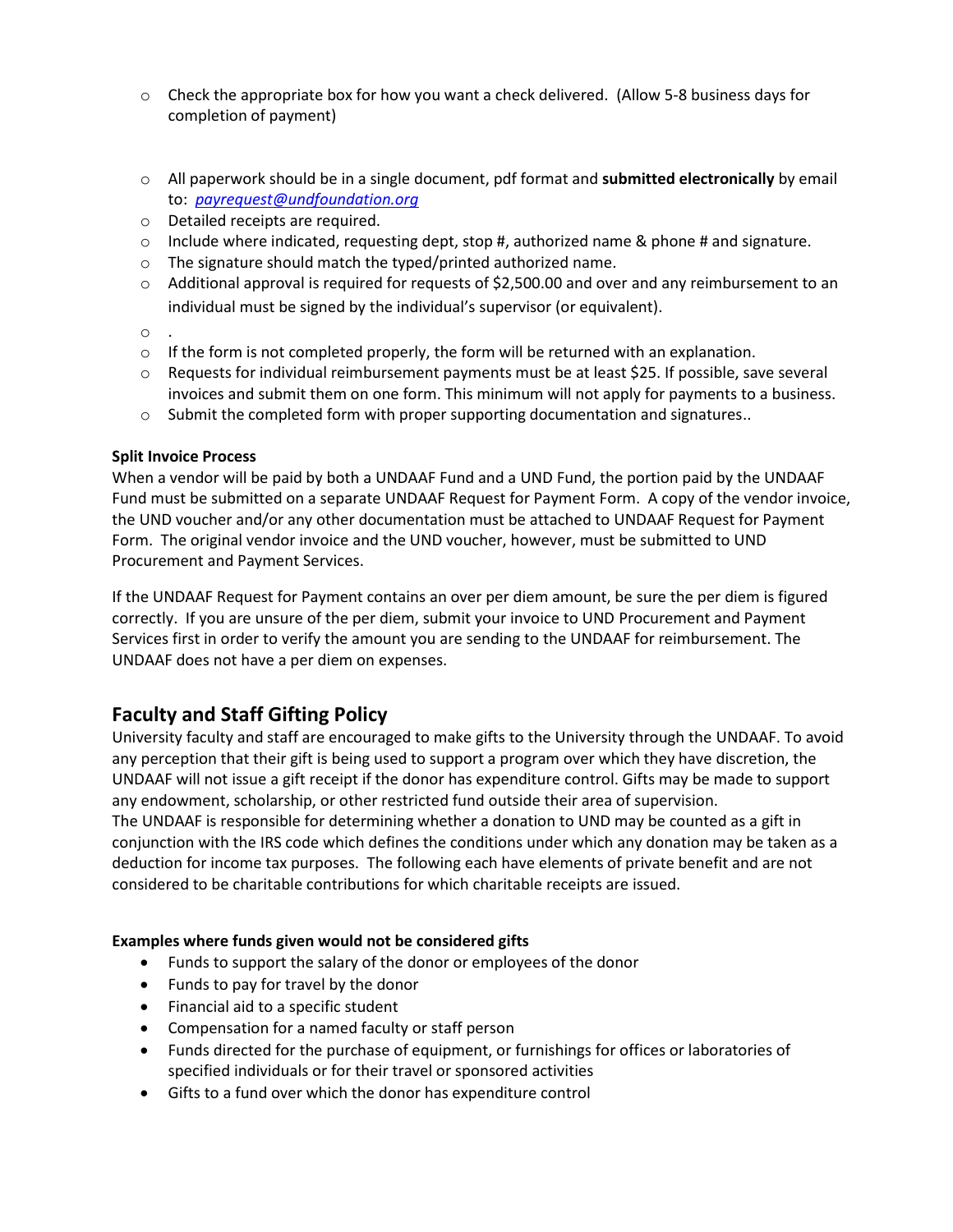- Check the appropriate box for how you want a check delivered. (Allow 5-8 business days for completion of payment)

- All paperwork should be in a single document, pdf format and **submitted electronically** by email to: *payrequest@undfoundation.org*
- Detailed receipts are required.
- Include where indicated, requesting dept, stop #, authorized name & phone # and signature.
- The signature should match the typed/printed authorized name.
- Additional approval is required for requests of $2,500.00 and over and any reimbursement to an individual must be signed by the individual's supervisor (or equivalent).
- .
- If the form is not completed properly, the form will be returned with an explanation.
- Requests for individual reimbursement payments must be at least $25. If possible, save several invoices and submit them on one form. This minimum will not apply for payments to a business.
- Submit the completed form with proper supporting documentation and signatures..

**Split Invoice Process**

When a vendor will be paid by both a UNDAAF Fund and a UND Fund, the portion paid by the UNDAAF Fund must be submitted on a separate UNDAAF Request for Payment Form. A copy of the vendor invoice, the UND voucher and/or any other documentation must be attached to UNDAAF Request for Payment Form. The original vendor invoice and the UND voucher, however, must be submitted to UND Procurement and Payment Services.

If the UNDAAF Request for Payment contains an over per diem amount, be sure the per diem is figured correctly. If you are unsure of the per diem, submit your invoice to UND Procurement and Payment Services first in order to verify the amount you are sending to the UNDAAF for reimbursement. The UNDAAF does not have a per diem on expenses.

## Faculty and Staff Gifting Policy

University faculty and staff are encouraged to make gifts to the University through the UNDAAF. To avoid any perception that their gift is being used to support a program over which they have discretion, the UNDAAF will not issue a gift receipt if the donor has expenditure control. Gifts may be made to support any endowment, scholarship, or other restricted fund outside their area of supervision.

The UNDAAF is responsible for determining whether a donation to UND may be counted as a gift in conjunction with the IRS code which defines the conditions under which any donation may be taken as a deduction for income tax purposes. The following each have elements of private benefit and are not considered to be charitable contributions for which charitable receipts are issued.

**Examples where funds given would not be considered gifts**

- Funds to support the salary of the donor or employees of the donor
- Funds to pay for travel by the donor
- Financial aid to a specific student
- Compensation for a named faculty or staff person
- Funds directed for the purchase of equipment, or furnishings for offices or laboratories of specified individuals or for their travel or sponsored activities
- Gifts to a fund over which the donor has expenditure control